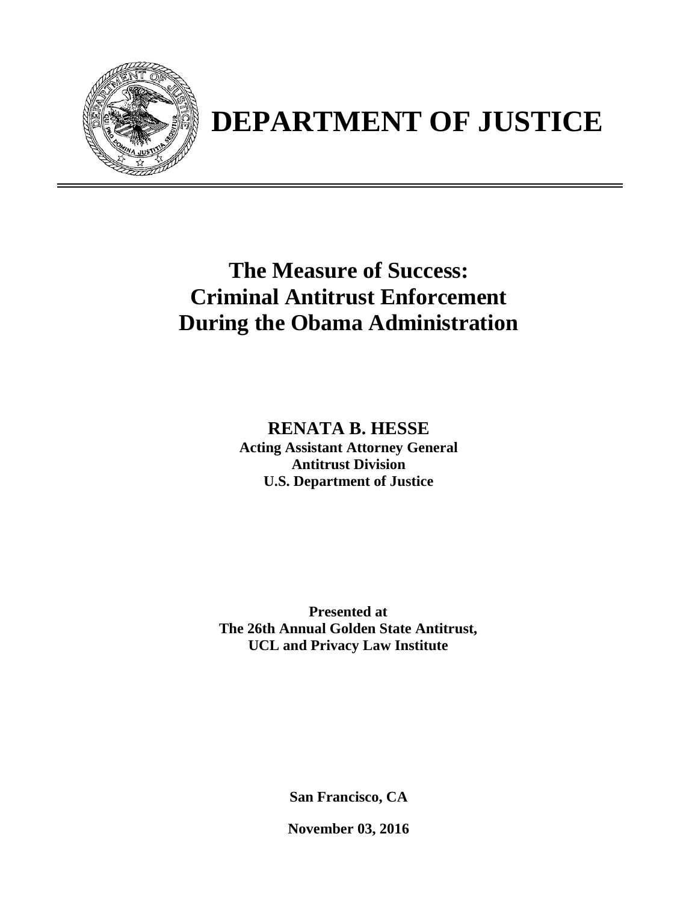# DEPARTMENT OF JUSTICE

## The Measure of Success: Criminal Antitrust Enforcement During the Obama Administration

**RENATA B. HESSE**
**Acting Assistant Attorney General**
**Antitrust Division**
**U.S. Department of Justice**

**Presented at**
**The 26th Annual Golden State Antitrust, UCL and Privacy Law Institute**

**San Francisco, CA**

**November 03, 2016**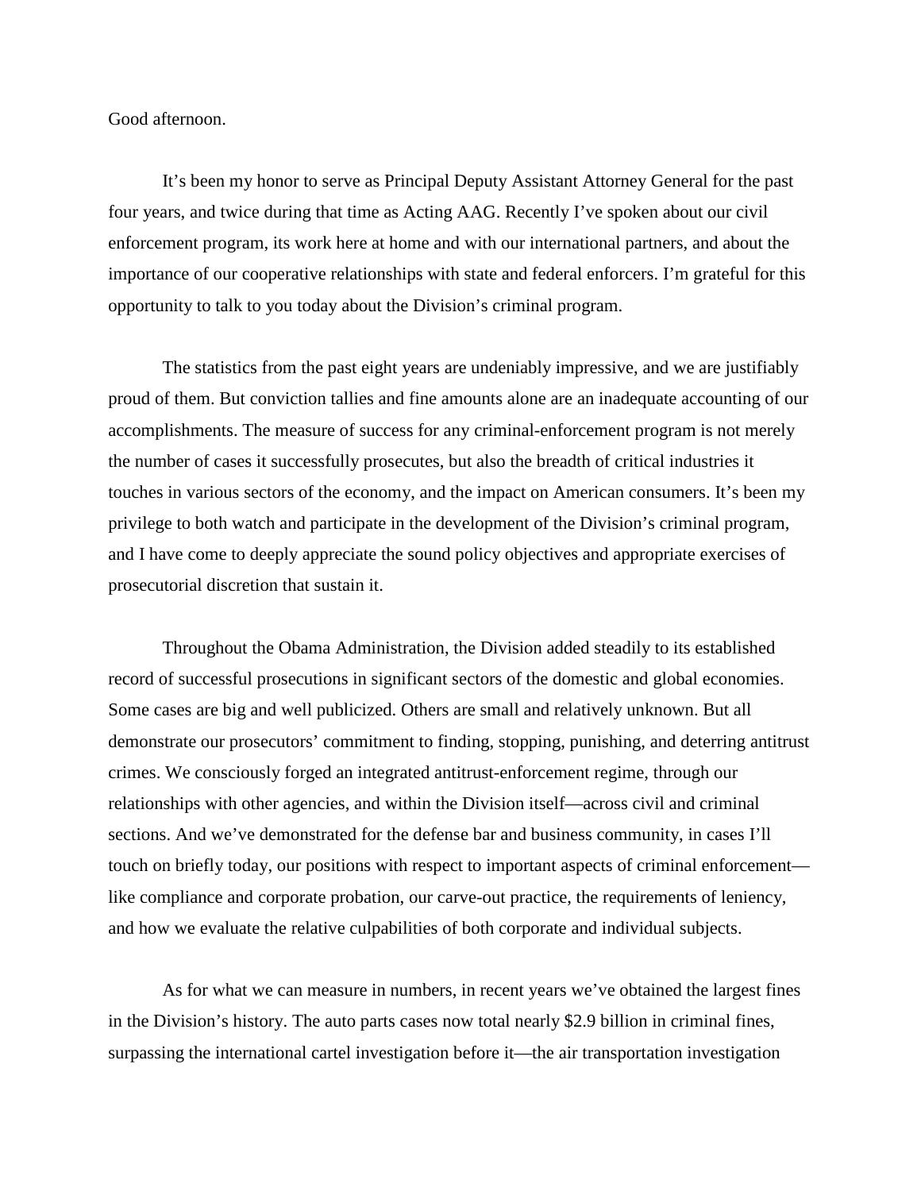Good afternoon.

It's been my honor to serve as Principal Deputy Assistant Attorney General for the past four years, and twice during that time as Acting AAG. Recently I've spoken about our civil enforcement program, its work here at home and with our international partners, and about the importance of our cooperative relationships with state and federal enforcers. I'm grateful for this opportunity to talk to you today about the Division's criminal program.

The statistics from the past eight years are undeniably impressive, and we are justifiably proud of them. But conviction tallies and fine amounts alone are an inadequate accounting of our accomplishments. The measure of success for any criminal-enforcement program is not merely the number of cases it successfully prosecutes, but also the breadth of critical industries it touches in various sectors of the economy, and the impact on American consumers. It's been my privilege to both watch and participate in the development of the Division's criminal program, and I have come to deeply appreciate the sound policy objectives and appropriate exercises of prosecutorial discretion that sustain it.

Throughout the Obama Administration, the Division added steadily to its established record of successful prosecutions in significant sectors of the domestic and global economies. Some cases are big and well publicized. Others are small and relatively unknown. But all demonstrate our prosecutors' commitment to finding, stopping, punishing, and deterring antitrust crimes. We consciously forged an integrated antitrust-enforcement regime, through our relationships with other agencies, and within the Division itself—across civil and criminal sections. And we've demonstrated for the defense bar and business community, in cases I'll touch on briefly today, our positions with respect to important aspects of criminal enforcement—like compliance and corporate probation, our carve-out practice, the requirements of leniency, and how we evaluate the relative culpabilities of both corporate and individual subjects.

As for what we can measure in numbers, in recent years we've obtained the largest fines in the Division's history. The auto parts cases now total nearly $2.9 billion in criminal fines, surpassing the international cartel investigation before it—the air transportation investigation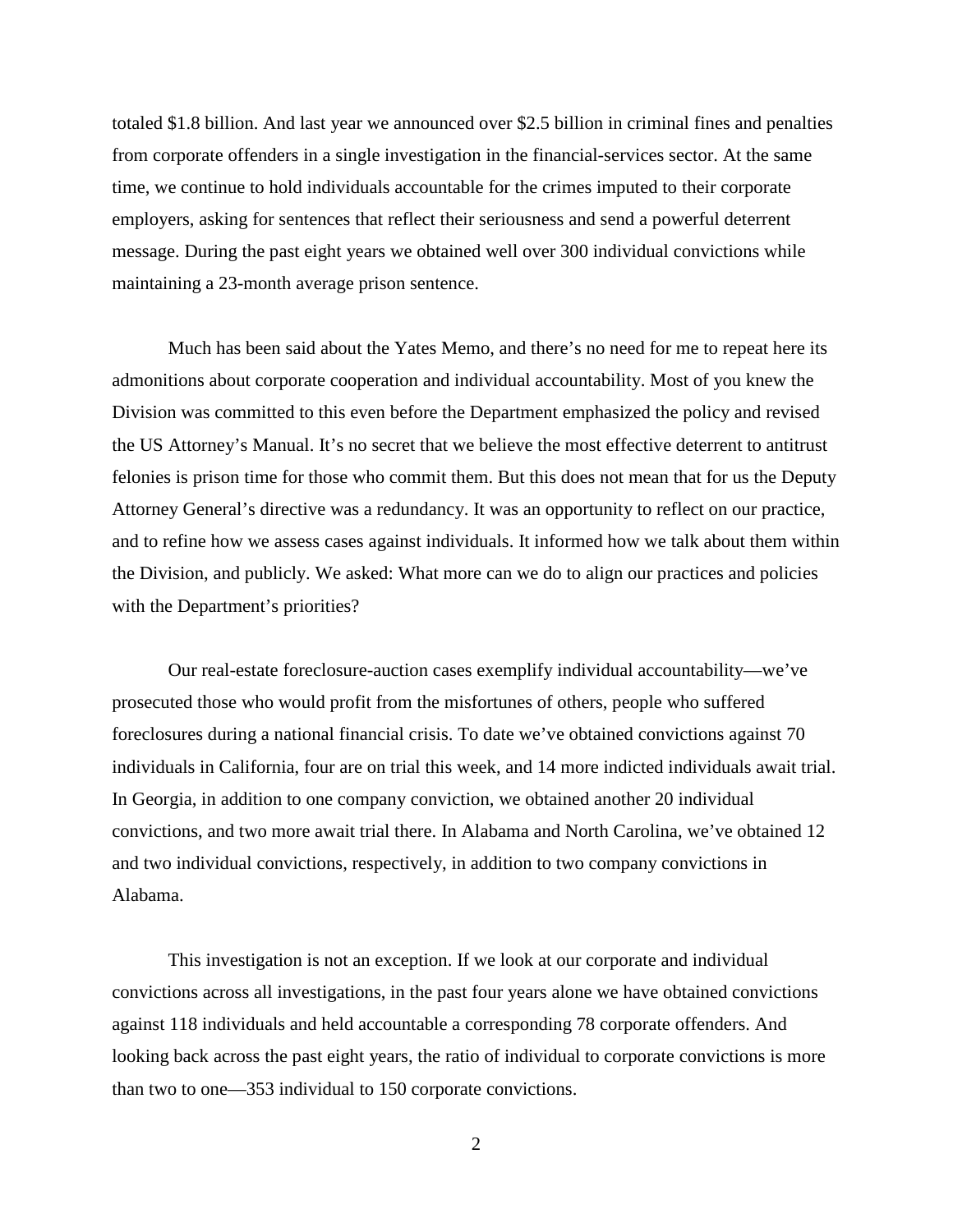totaled $1.8 billion. And last year we announced over $2.5 billion in criminal fines and penalties from corporate offenders in a single investigation in the financial-services sector. At the same time, we continue to hold individuals accountable for the crimes imputed to their corporate employers, asking for sentences that reflect their seriousness and send a powerful deterrent message. During the past eight years we obtained well over 300 individual convictions while maintaining a 23-month average prison sentence.

Much has been said about the Yates Memo, and there's no need for me to repeat here its admonitions about corporate cooperation and individual accountability. Most of you knew the Division was committed to this even before the Department emphasized the policy and revised the US Attorney's Manual. It's no secret that we believe the most effective deterrent to antitrust felonies is prison time for those who commit them. But this does not mean that for us the Deputy Attorney General's directive was a redundancy. It was an opportunity to reflect on our practice, and to refine how we assess cases against individuals. It informed how we talk about them within the Division, and publicly. We asked: What more can we do to align our practices and policies with the Department's priorities?

Our real-estate foreclosure-auction cases exemplify individual accountability—we've prosecuted those who would profit from the misfortunes of others, people who suffered foreclosures during a national financial crisis. To date we've obtained convictions against 70 individuals in California, four are on trial this week, and 14 more indicted individuals await trial. In Georgia, in addition to one company conviction, we obtained another 20 individual convictions, and two more await trial there. In Alabama and North Carolina, we've obtained 12 and two individual convictions, respectively, in addition to two company convictions in Alabama.

This investigation is not an exception. If we look at our corporate and individual convictions across all investigations, in the past four years alone we have obtained convictions against 118 individuals and held accountable a corresponding 78 corporate offenders. And looking back across the past eight years, the ratio of individual to corporate convictions is more than two to one—353 individual to 150 corporate convictions.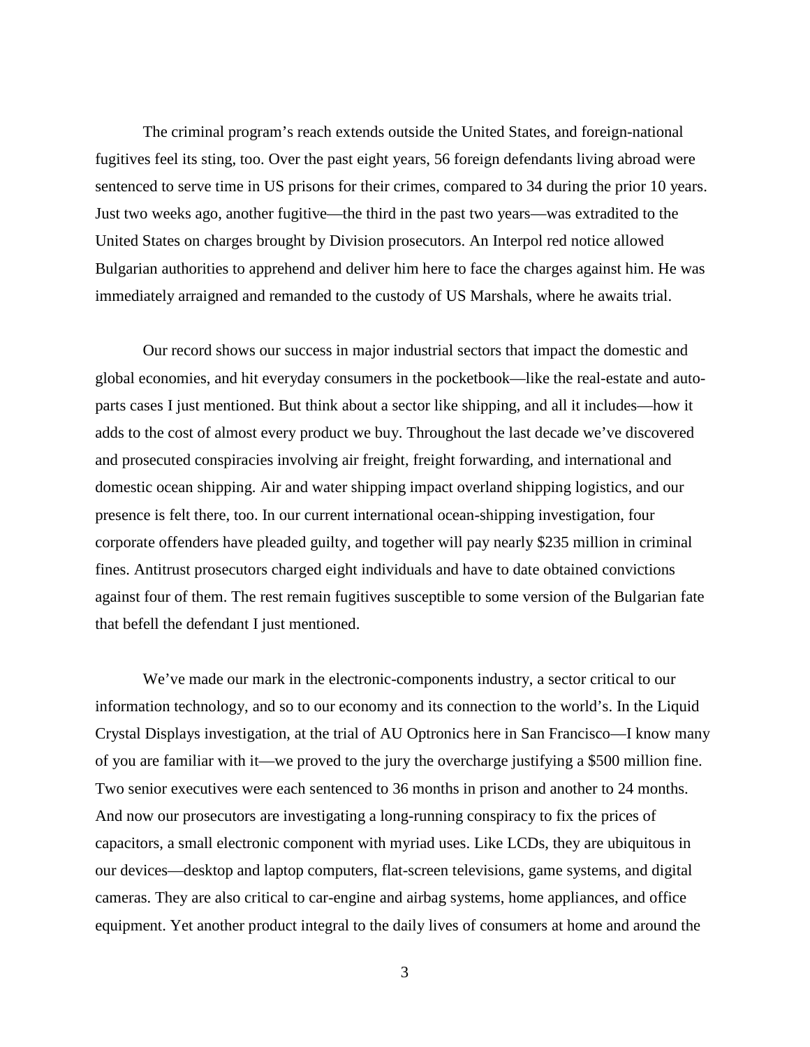The criminal program's reach extends outside the United States, and foreign-national fugitives feel its sting, too. Over the past eight years, 56 foreign defendants living abroad were sentenced to serve time in US prisons for their crimes, compared to 34 during the prior 10 years. Just two weeks ago, another fugitive—the third in the past two years—was extradited to the United States on charges brought by Division prosecutors. An Interpol red notice allowed Bulgarian authorities to apprehend and deliver him here to face the charges against him. He was immediately arraigned and remanded to the custody of US Marshals, where he awaits trial.

Our record shows our success in major industrial sectors that impact the domestic and global economies, and hit everyday consumers in the pocketbook—like the real-estate and auto-parts cases I just mentioned. But think about a sector like shipping, and all it includes—how it adds to the cost of almost every product we buy. Throughout the last decade we've discovered and prosecuted conspiracies involving air freight, freight forwarding, and international and domestic ocean shipping. Air and water shipping impact overland shipping logistics, and our presence is felt there, too. In our current international ocean-shipping investigation, four corporate offenders have pleaded guilty, and together will pay nearly $235 million in criminal fines. Antitrust prosecutors charged eight individuals and have to date obtained convictions against four of them. The rest remain fugitives susceptible to some version of the Bulgarian fate that befell the defendant I just mentioned.

We've made our mark in the electronic-components industry, a sector critical to our information technology, and so to our economy and its connection to the world's. In the Liquid Crystal Displays investigation, at the trial of AU Optronics here in San Francisco—I know many of you are familiar with it—we proved to the jury the overcharge justifying a $500 million fine. Two senior executives were each sentenced to 36 months in prison and another to 24 months. And now our prosecutors are investigating a long-running conspiracy to fix the prices of capacitors, a small electronic component with myriad uses. Like LCDs, they are ubiquitous in our devices—desktop and laptop computers, flat-screen televisions, game systems, and digital cameras. They are also critical to car-engine and airbag systems, home appliances, and office equipment. Yet another product integral to the daily lives of consumers at home and around the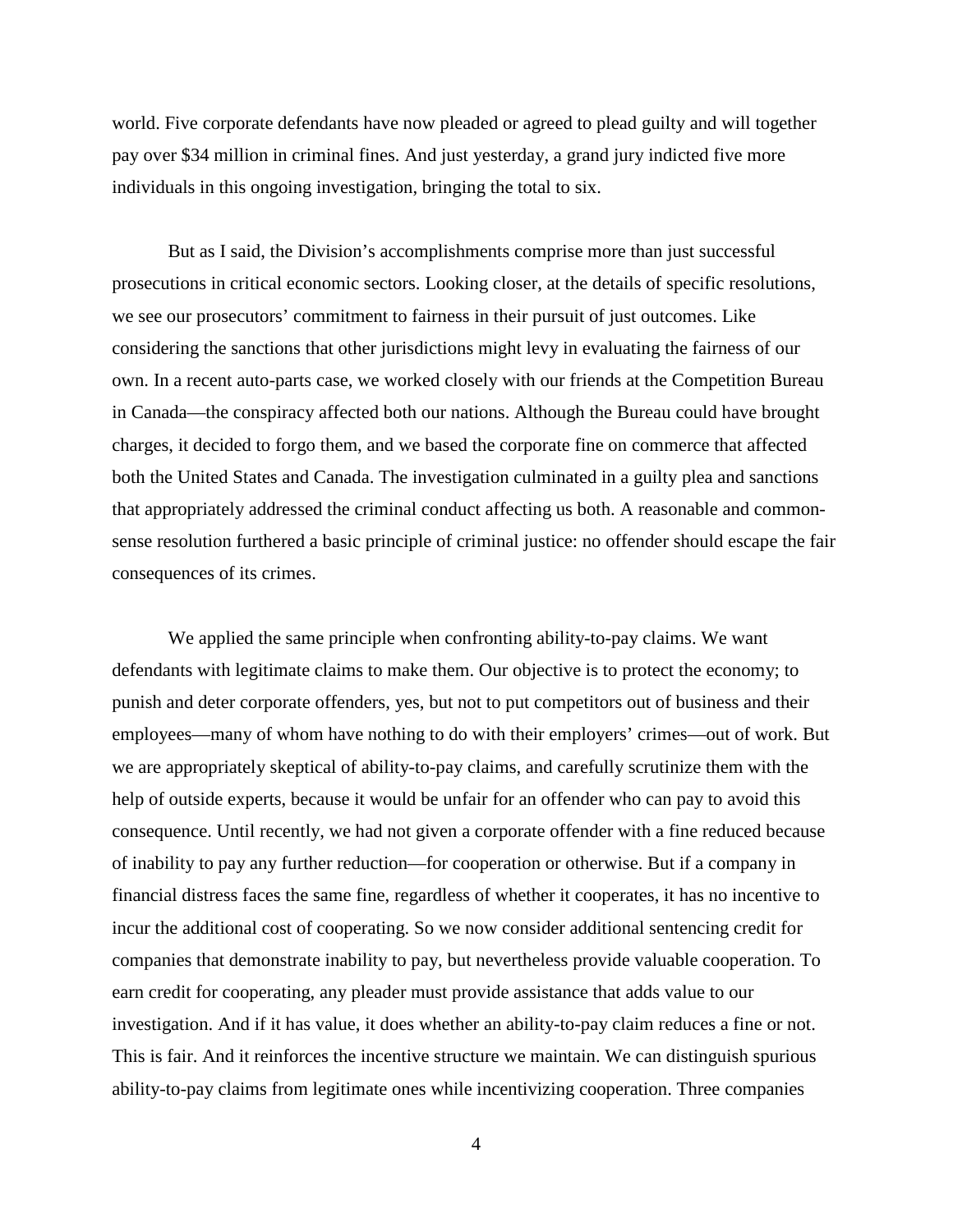world. Five corporate defendants have now pleaded or agreed to plead guilty and will together pay over $34 million in criminal fines. And just yesterday, a grand jury indicted five more individuals in this ongoing investigation, bringing the total to six.

But as I said, the Division's accomplishments comprise more than just successful prosecutions in critical economic sectors. Looking closer, at the details of specific resolutions, we see our prosecutors' commitment to fairness in their pursuit of just outcomes. Like considering the sanctions that other jurisdictions might levy in evaluating the fairness of our own. In a recent auto-parts case, we worked closely with our friends at the Competition Bureau in Canada—the conspiracy affected both our nations. Although the Bureau could have brought charges, it decided to forgo them, and we based the corporate fine on commerce that affected both the United States and Canada. The investigation culminated in a guilty plea and sanctions that appropriately addressed the criminal conduct affecting us both. A reasonable and common-sense resolution furthered a basic principle of criminal justice: no offender should escape the fair consequences of its crimes.

We applied the same principle when confronting ability-to-pay claims. We want defendants with legitimate claims to make them. Our objective is to protect the economy; to punish and deter corporate offenders, yes, but not to put competitors out of business and their employees—many of whom have nothing to do with their employers' crimes—out of work. But we are appropriately skeptical of ability-to-pay claims, and carefully scrutinize them with the help of outside experts, because it would be unfair for an offender who can pay to avoid this consequence. Until recently, we had not given a corporate offender with a fine reduced because of inability to pay any further reduction—for cooperation or otherwise. But if a company in financial distress faces the same fine, regardless of whether it cooperates, it has no incentive to incur the additional cost of cooperating. So we now consider additional sentencing credit for companies that demonstrate inability to pay, but nevertheless provide valuable cooperation. To earn credit for cooperating, any pleader must provide assistance that adds value to our investigation. And if it has value, it does whether an ability-to-pay claim reduces a fine or not. This is fair. And it reinforces the incentive structure we maintain. We can distinguish spurious ability-to-pay claims from legitimate ones while incentivizing cooperation. Three companies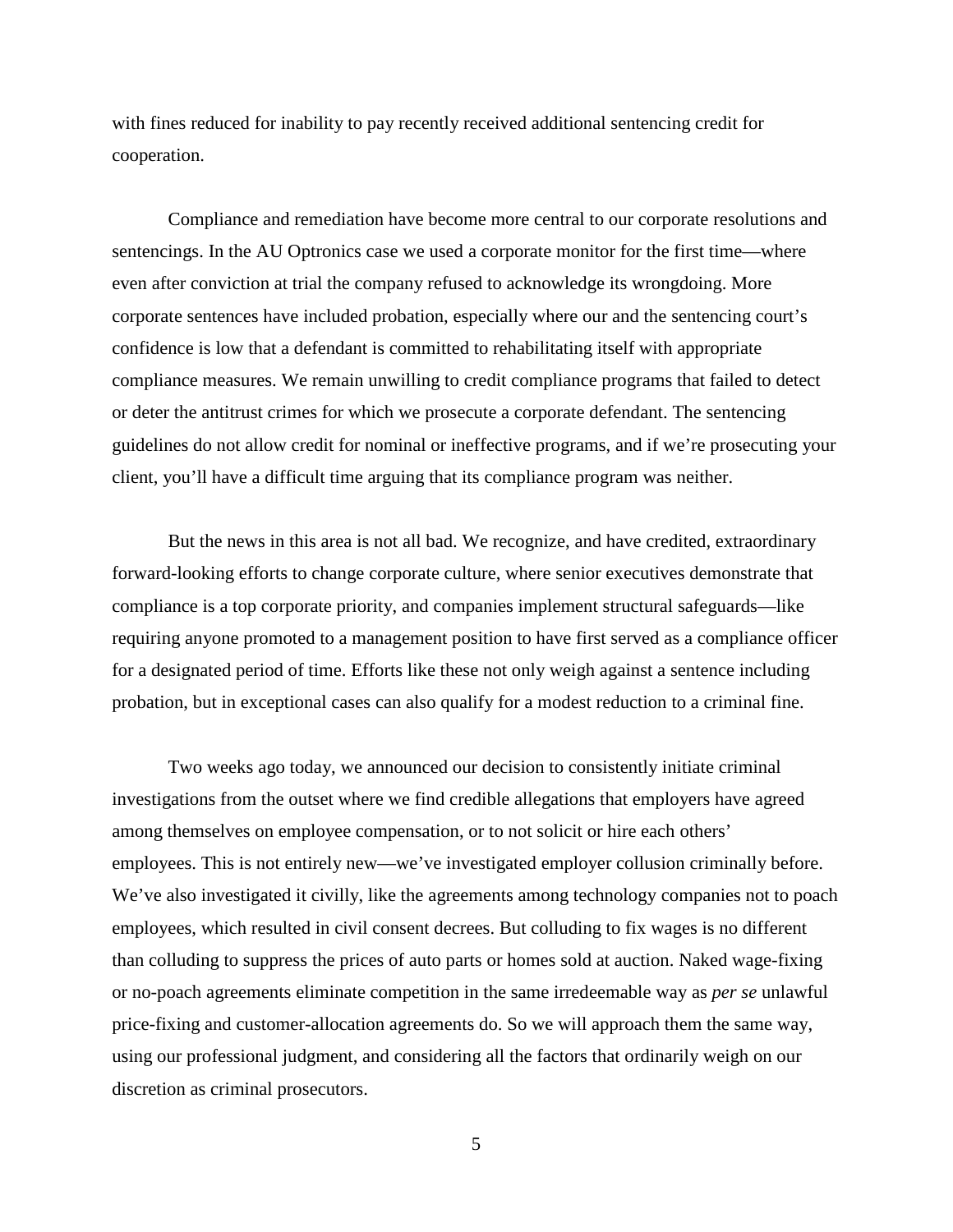with fines reduced for inability to pay recently received additional sentencing credit for cooperation.

Compliance and remediation have become more central to our corporate resolutions and sentencings. In the AU Optronics case we used a corporate monitor for the first time—where even after conviction at trial the company refused to acknowledge its wrongdoing. More corporate sentences have included probation, especially where our and the sentencing court's confidence is low that a defendant is committed to rehabilitating itself with appropriate compliance measures. We remain unwilling to credit compliance programs that failed to detect or deter the antitrust crimes for which we prosecute a corporate defendant. The sentencing guidelines do not allow credit for nominal or ineffective programs, and if we're prosecuting your client, you'll have a difficult time arguing that its compliance program was neither.

But the news in this area is not all bad. We recognize, and have credited, extraordinary forward-looking efforts to change corporate culture, where senior executives demonstrate that compliance is a top corporate priority, and companies implement structural safeguards—like requiring anyone promoted to a management position to have first served as a compliance officer for a designated period of time. Efforts like these not only weigh against a sentence including probation, but in exceptional cases can also qualify for a modest reduction to a criminal fine.

Two weeks ago today, we announced our decision to consistently initiate criminal investigations from the outset where we find credible allegations that employers have agreed among themselves on employee compensation, or to not solicit or hire each others' employees. This is not entirely new—we've investigated employer collusion criminally before. We've also investigated it civilly, like the agreements among technology companies not to poach employees, which resulted in civil consent decrees. But colluding to fix wages is no different than colluding to suppress the prices of auto parts or homes sold at auction. Naked wage-fixing or no-poach agreements eliminate competition in the same irredeemable way as *per se* unlawful price-fixing and customer-allocation agreements do. So we will approach them the same way, using our professional judgment, and considering all the factors that ordinarily weigh on our discretion as criminal prosecutors.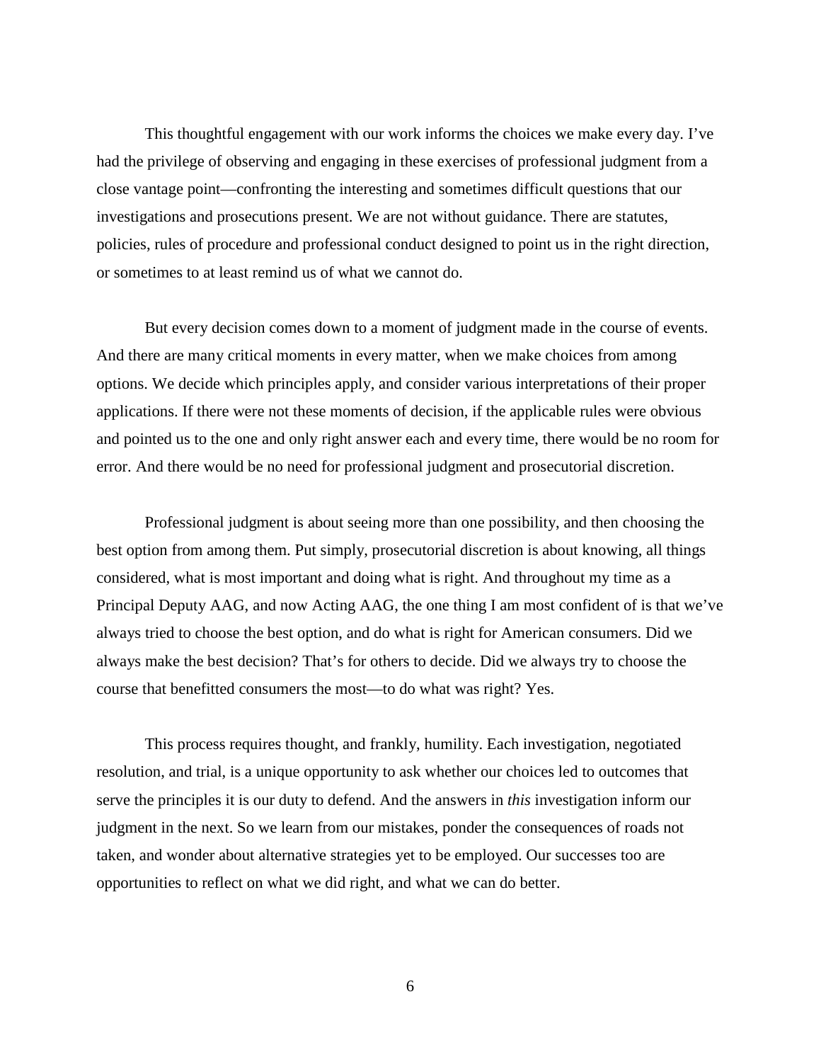This thoughtful engagement with our work informs the choices we make every day. I've had the privilege of observing and engaging in these exercises of professional judgment from a close vantage point—confronting the interesting and sometimes difficult questions that our investigations and prosecutions present. We are not without guidance. There are statutes, policies, rules of procedure and professional conduct designed to point us in the right direction, or sometimes to at least remind us of what we cannot do.

But every decision comes down to a moment of judgment made in the course of events. And there are many critical moments in every matter, when we make choices from among options. We decide which principles apply, and consider various interpretations of their proper applications. If there were not these moments of decision, if the applicable rules were obvious and pointed us to the one and only right answer each and every time, there would be no room for error. And there would be no need for professional judgment and prosecutorial discretion.

Professional judgment is about seeing more than one possibility, and then choosing the best option from among them. Put simply, prosecutorial discretion is about knowing, all things considered, what is most important and doing what is right. And throughout my time as a Principal Deputy AAG, and now Acting AAG, the one thing I am most confident of is that we've always tried to choose the best option, and do what is right for American consumers. Did we always make the best decision? That's for others to decide. Did we always try to choose the course that benefitted consumers the most—to do what was right? Yes.

This process requires thought, and frankly, humility. Each investigation, negotiated resolution, and trial, is a unique opportunity to ask whether our choices led to outcomes that serve the principles it is our duty to defend. And the answers in *this* investigation inform our judgment in the next. So we learn from our mistakes, ponder the consequences of roads not taken, and wonder about alternative strategies yet to be employed. Our successes too are opportunities to reflect on what we did right, and what we can do better.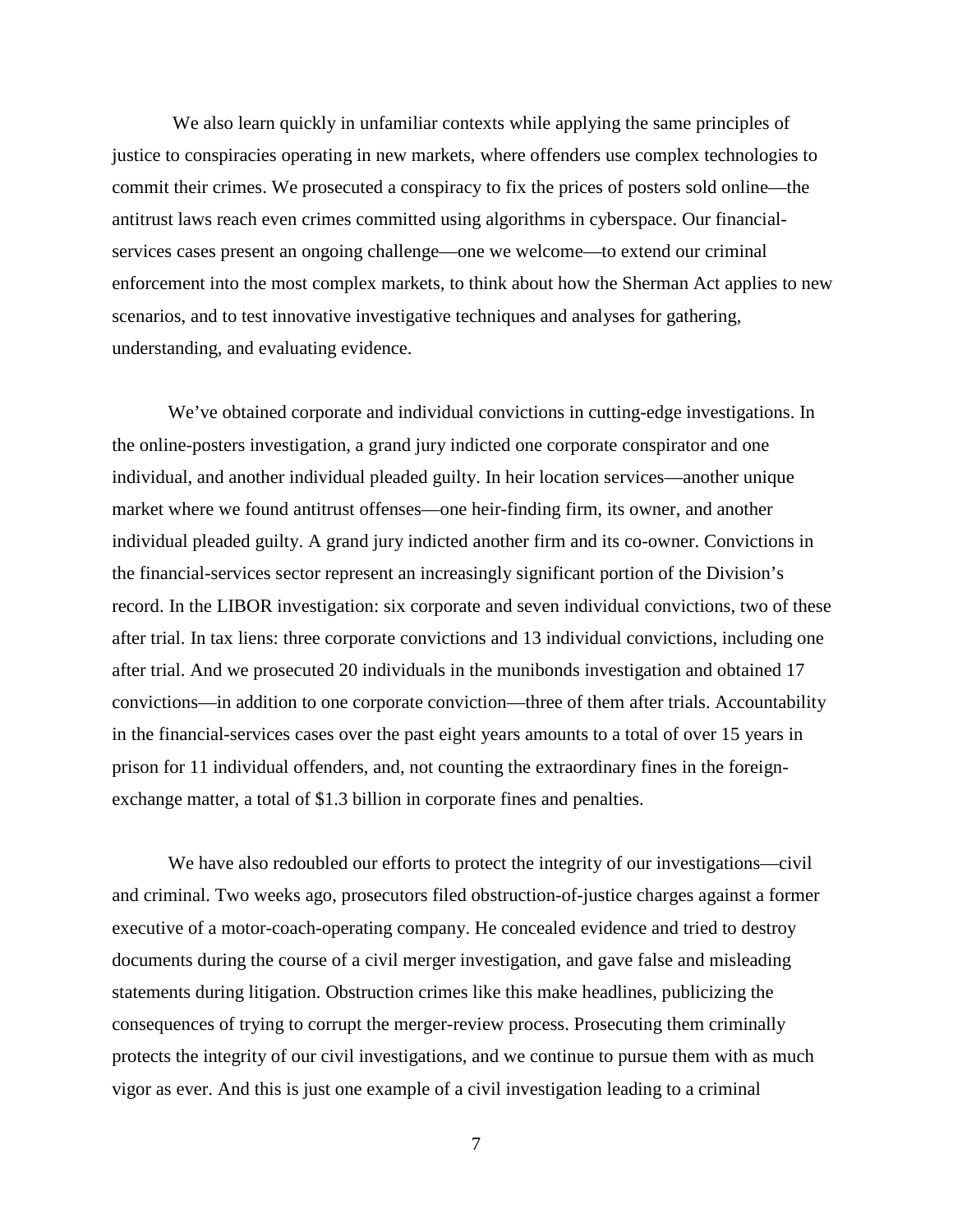We also learn quickly in unfamiliar contexts while applying the same principles of justice to conspiracies operating in new markets, where offenders use complex technologies to commit their crimes. We prosecuted a conspiracy to fix the prices of posters sold online—the antitrust laws reach even crimes committed using algorithms in cyberspace. Our financial-services cases present an ongoing challenge—one we welcome—to extend our criminal enforcement into the most complex markets, to think about how the Sherman Act applies to new scenarios, and to test innovative investigative techniques and analyses for gathering, understanding, and evaluating evidence.

We've obtained corporate and individual convictions in cutting-edge investigations. In the online-posters investigation, a grand jury indicted one corporate conspirator and one individual, and another individual pleaded guilty. In heir location services—another unique market where we found antitrust offenses—one heir-finding firm, its owner, and another individual pleaded guilty. A grand jury indicted another firm and its co-owner. Convictions in the financial-services sector represent an increasingly significant portion of the Division's record. In the LIBOR investigation: six corporate and seven individual convictions, two of these after trial. In tax liens: three corporate convictions and 13 individual convictions, including one after trial. And we prosecuted 20 individuals in the munibonds investigation and obtained 17 convictions—in addition to one corporate conviction—three of them after trials. Accountability in the financial-services cases over the past eight years amounts to a total of over 15 years in prison for 11 individual offenders, and, not counting the extraordinary fines in the foreign-exchange matter, a total of $1.3 billion in corporate fines and penalties.

We have also redoubled our efforts to protect the integrity of our investigations—civil and criminal. Two weeks ago, prosecutors filed obstruction-of-justice charges against a former executive of a motor-coach-operating company. He concealed evidence and tried to destroy documents during the course of a civil merger investigation, and gave false and misleading statements during litigation. Obstruction crimes like this make headlines, publicizing the consequences of trying to corrupt the merger-review process. Prosecuting them criminally protects the integrity of our civil investigations, and we continue to pursue them with as much vigor as ever. And this is just one example of a civil investigation leading to a criminal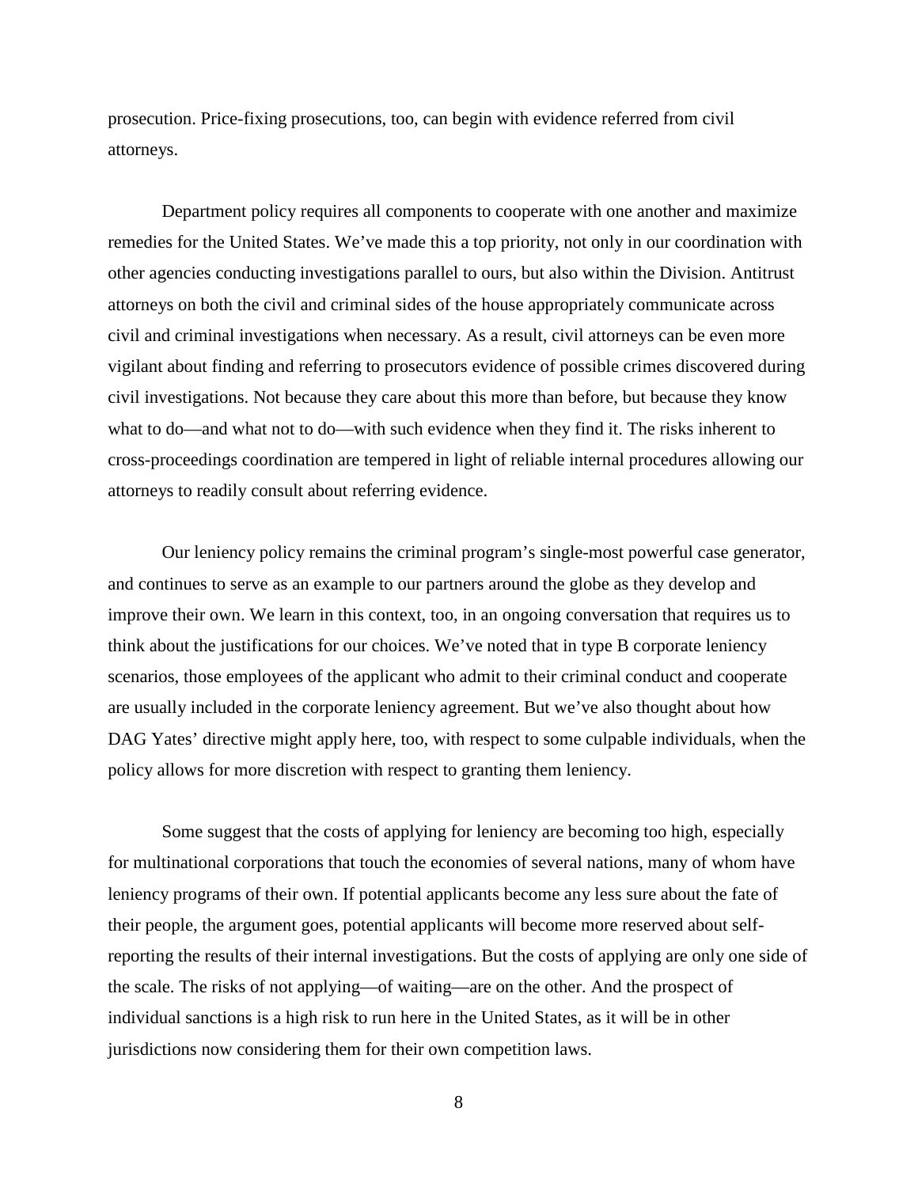prosecution. Price-fixing prosecutions, too, can begin with evidence referred from civil attorneys.

Department policy requires all components to cooperate with one another and maximize remedies for the United States. We've made this a top priority, not only in our coordination with other agencies conducting investigations parallel to ours, but also within the Division. Antitrust attorneys on both the civil and criminal sides of the house appropriately communicate across civil and criminal investigations when necessary. As a result, civil attorneys can be even more vigilant about finding and referring to prosecutors evidence of possible crimes discovered during civil investigations. Not because they care about this more than before, but because they know what to do—and what not to do—with such evidence when they find it. The risks inherent to cross-proceedings coordination are tempered in light of reliable internal procedures allowing our attorneys to readily consult about referring evidence.

Our leniency policy remains the criminal program's single-most powerful case generator, and continues to serve as an example to our partners around the globe as they develop and improve their own. We learn in this context, too, in an ongoing conversation that requires us to think about the justifications for our choices. We've noted that in type B corporate leniency scenarios, those employees of the applicant who admit to their criminal conduct and cooperate are usually included in the corporate leniency agreement. But we've also thought about how DAG Yates' directive might apply here, too, with respect to some culpable individuals, when the policy allows for more discretion with respect to granting them leniency.

Some suggest that the costs of applying for leniency are becoming too high, especially for multinational corporations that touch the economies of several nations, many of whom have leniency programs of their own. If potential applicants become any less sure about the fate of their people, the argument goes, potential applicants will become more reserved about self-reporting the results of their internal investigations. But the costs of applying are only one side of the scale. The risks of not applying—of waiting—are on the other. And the prospect of individual sanctions is a high risk to run here in the United States, as it will be in other jurisdictions now considering them for their own competition laws.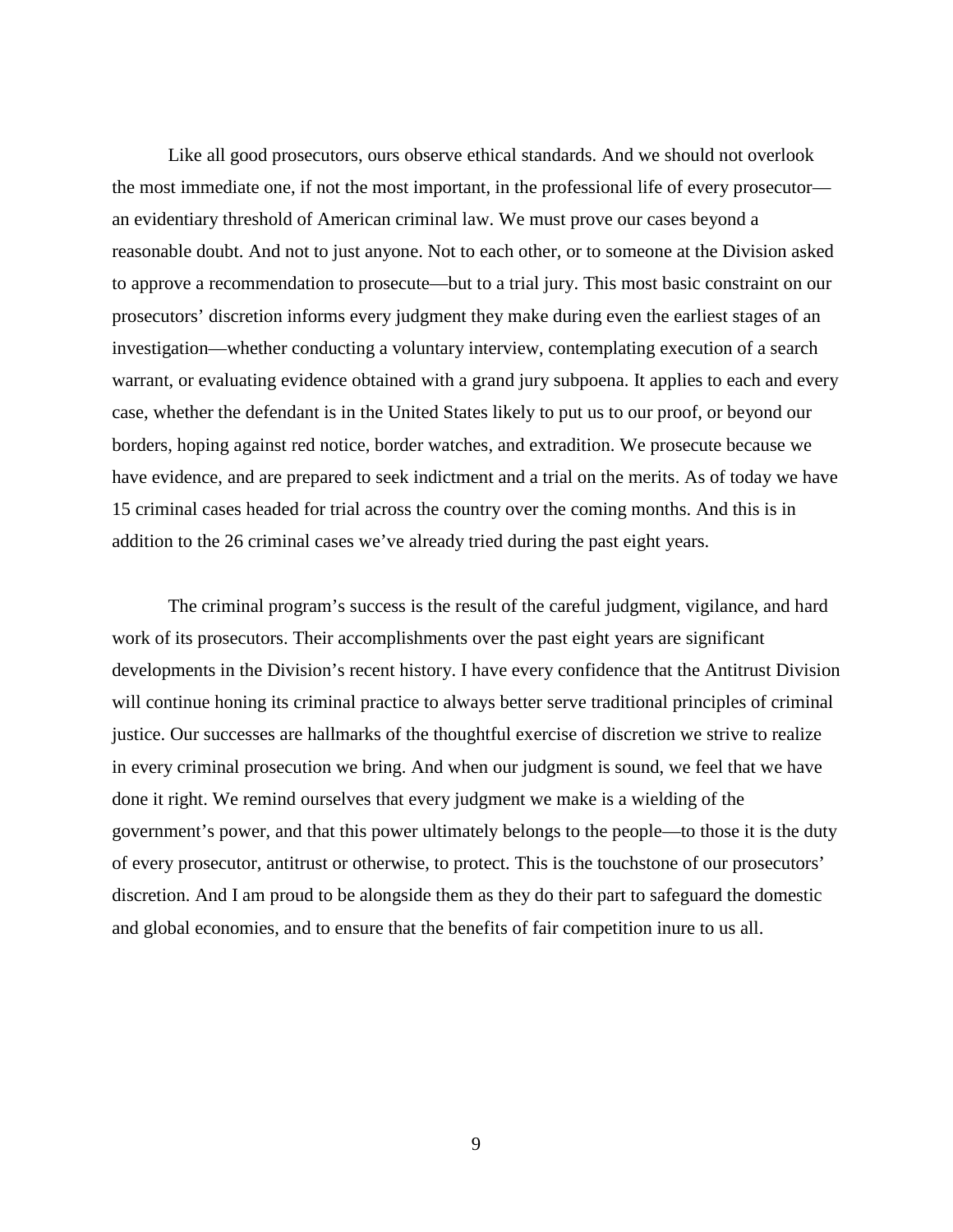Like all good prosecutors, ours observe ethical standards. And we should not overlook the most immediate one, if not the most important, in the professional life of every prosecutor—an evidentiary threshold of American criminal law. We must prove our cases beyond a reasonable doubt. And not to just anyone. Not to each other, or to someone at the Division asked to approve a recommendation to prosecute—but to a trial jury. This most basic constraint on our prosecutors' discretion informs every judgment they make during even the earliest stages of an investigation—whether conducting a voluntary interview, contemplating execution of a search warrant, or evaluating evidence obtained with a grand jury subpoena. It applies to each and every case, whether the defendant is in the United States likely to put us to our proof, or beyond our borders, hoping against red notice, border watches, and extradition. We prosecute because we have evidence, and are prepared to seek indictment and a trial on the merits. As of today we have 15 criminal cases headed for trial across the country over the coming months. And this is in addition to the 26 criminal cases we've already tried during the past eight years.

The criminal program's success is the result of the careful judgment, vigilance, and hard work of its prosecutors. Their accomplishments over the past eight years are significant developments in the Division's recent history. I have every confidence that the Antitrust Division will continue honing its criminal practice to always better serve traditional principles of criminal justice. Our successes are hallmarks of the thoughtful exercise of discretion we strive to realize in every criminal prosecution we bring. And when our judgment is sound, we feel that we have done it right. We remind ourselves that every judgment we make is a wielding of the government's power, and that this power ultimately belongs to the people—to those it is the duty of every prosecutor, antitrust or otherwise, to protect. This is the touchstone of our prosecutors' discretion. And I am proud to be alongside them as they do their part to safeguard the domestic and global economies, and to ensure that the benefits of fair competition inure to us all.